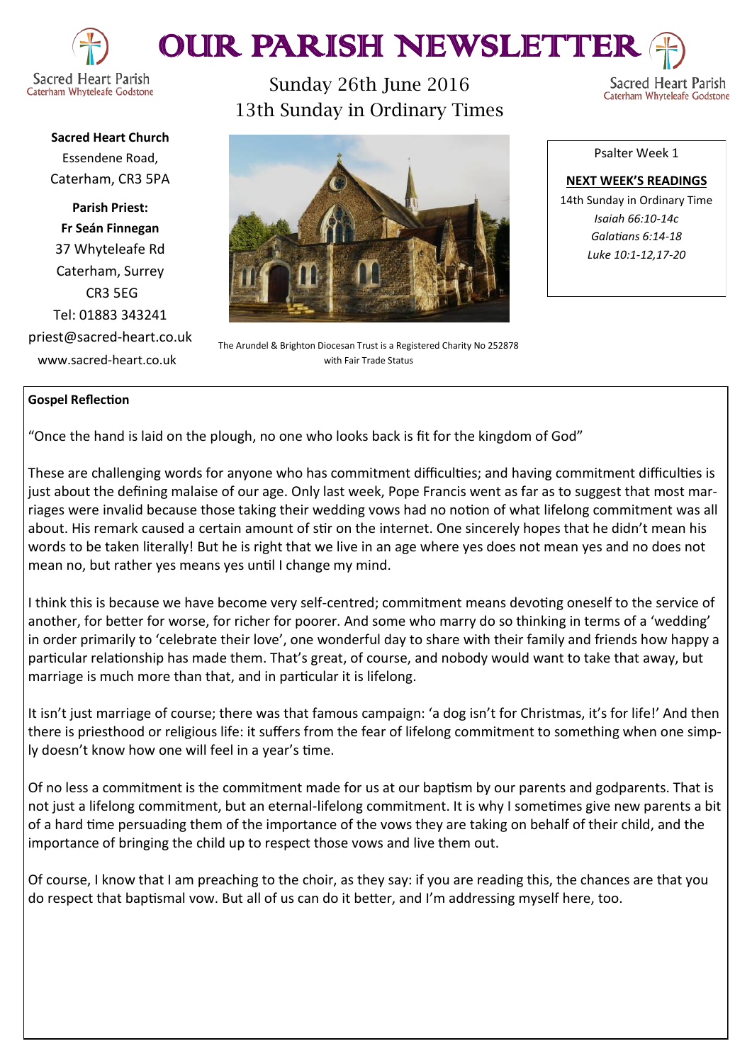# OUR PARISH NEWSLETTER

Sacred Heart Parish
Caterham Whyteleafe Godstone

Sunday 26th June 2016
13th Sunday in Ordinary Times

**Sacred Heart Church**
Essendene Road,
Caterham, CR3 5PA

**Parish Priest:**
**Fr Seán Finnegan**
37 Whyteleafe Rd
Caterham, Surrey
CR3 5EG
Tel: 01883 343241
priest@sacred-heart.co.uk
www.sacred-heart.co.uk

The Arundel & Brighton Diocesan Trust is a Registered Charity No 252878
with Fair Trade Status

Psalter Week 1

**NEXT WEEK'S READINGS**

14th Sunday in Ordinary Time
*Isaiah 66:10-14c*
*Galatians 6:14-18*
*Luke 10:1-12,17-20*

**Gospel Reflection**

"Once the hand is laid on the plough, no one who looks back is fit for the kingdom of God"

These are challenging words for anyone who has commitment difficulties; and having commitment difficulties is just about the defining malaise of our age. Only last week, Pope Francis went as far as to suggest that most marriages were invalid because those taking their wedding vows had no notion of what lifelong commitment was all about. His remark caused a certain amount of stir on the internet. One sincerely hopes that he didn't mean his words to be taken literally! But he is right that we live in an age where yes does not mean yes and no does not mean no, but rather yes means yes until I change my mind.

I think this is because we have become very self-centred; commitment means devoting oneself to the service of another, for better for worse, for richer for poorer. And some who marry do so thinking in terms of a 'wedding' in order primarily to 'celebrate their love', one wonderful day to share with their family and friends how happy a particular relationship has made them. That's great, of course, and nobody would want to take that away, but marriage is much more than that, and in particular it is lifelong.

It isn't just marriage of course; there was that famous campaign: 'a dog isn't for Christmas, it's for life!' And then there is priesthood or religious life: it suffers from the fear of lifelong commitment to something when one simply doesn't know how one will feel in a year's time.

Of no less a commitment is the commitment made for us at our baptism by our parents and godparents. That is not just a lifelong commitment, but an eternal-lifelong commitment. It is why I sometimes give new parents a bit of a hard time persuading them of the importance of the vows they are taking on behalf of their child, and the importance of bringing the child up to respect those vows and live them out.

Of course, I know that I am preaching to the choir, as they say: if you are reading this, the chances are that you do respect that baptismal vow. But all of us can do it better, and I'm addressing myself here, too.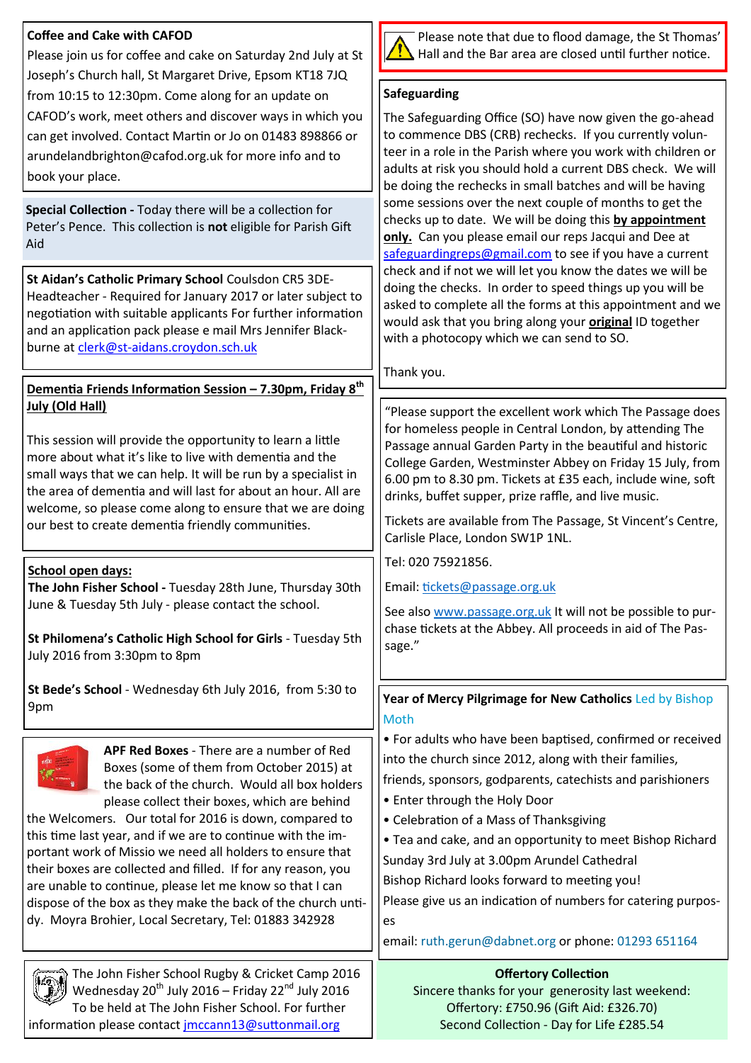### Coffee and Cake with CAFOD

Please join us for coffee and cake on Saturday 2nd July at St Joseph's Church hall, St Margaret Drive, Epsom KT18 7JQ from 10:15 to 12:30pm. Come along for an update on CAFOD's work, meet others and discover ways in which you can get involved. Contact Martin or Jo on 01483 898866 or arundelandbrighton@cafod.org.uk for more info and to book your place.

**Special Collection -** Today there will be a collection for Peter's Pence. This collection is **not** eligible for Parish Gift Aid

**St Aidan's Catholic Primary School** Coulsdon CR5 3DE- Headteacher - Required for January 2017 or later subject to negotiation with suitable applicants For further information and an application pack please e mail Mrs Jennifer Blackburne at clerk@st-aidans.croydon.sch.uk

**Dementia Friends Information Session – 7.30pm, Friday 8th July (Old Hall)**

This session will provide the opportunity to learn a little more about what it's like to live with dementia and the small ways that we can help. It will be run by a specialist in the area of dementia and will last for about an hour. All are welcome, so please come along to ensure that we are doing our best to create dementia friendly communities.

**School open days:**

**The John Fisher School -** Tuesday 28th June, Thursday 30th June & Tuesday 5th July - please contact the school.

**St Philomena's Catholic High School for Girls** - Tuesday 5th July 2016 from 3:30pm to 8pm

**St Bede's School** - Wednesday 6th July 2016, from 5:30 to 9pm

**APF Red Boxes** - There are a number of Red Boxes (some of them from October 2015) at the back of the church. Would all box holders please collect their boxes, which are behind the Welcomers. Our total for 2016 is down, compared to this time last year, and if we are to continue with the important work of Missio we need all holders to ensure that their boxes are collected and filled. If for any reason, you are unable to continue, please let me know so that I can dispose of the box as they make the back of the church untidy. Moyra Brohier, Local Secretary, Tel: 01883 342928

The John Fisher School Rugby & Cricket Camp 2016 Wednesday 20th July 2016 – Friday 22nd July 2016 To be held at The John Fisher School. For further information please contact jmccann13@suttonmail.org

Please note that due to flood damage, the St Thomas' Hall and the Bar area are closed until further notice.

### Safeguarding

The Safeguarding Office (SO) have now given the go-ahead to commence DBS (CRB) rechecks. If you currently volunteer in a role in the Parish where you work with children or adults at risk you should hold a current DBS check. We will be doing the rechecks in small batches and will be having some sessions over the next couple of months to get the checks up to date. We will be doing this **by appointment only.** Can you please email our reps Jacqui and Dee at safeguardingreps@gmail.com to see if you have a current check and if not we will let you know the dates we will be doing the checks. In order to speed things up you will be asked to complete all the forms at this appointment and we would ask that you bring along your **original** ID together with a photocopy which we can send to SO.

Thank you.

"Please support the excellent work which The Passage does for homeless people in Central London, by attending The Passage annual Garden Party in the beautiful and historic College Garden, Westminster Abbey on Friday 15 July, from 6.00 pm to 8.30 pm. Tickets at £35 each, include wine, soft drinks, buffet supper, prize raffle, and live music.

Tickets are available from The Passage, St Vincent's Centre, Carlisle Place, London SW1P 1NL.

Tel: 020 75921856.

Email: tickets@passage.org.uk

See also www.passage.org.uk It will not be possible to purchase tickets at the Abbey. All proceeds in aid of The Passage."

**Year of Mercy Pilgrimage for New Catholics** Led by Bishop Moth

- For adults who have been baptised, confirmed or received into the church since 2012, along with their families, friends, sponsors, godparents, catechists and parishioners
- Enter through the Holy Door
- Celebration of a Mass of Thanksgiving
- Tea and cake, and an opportunity to meet Bishop Richard

Sunday 3rd July at 3.00pm Arundel Cathedral

Bishop Richard looks forward to meeting you!

Please give us an indication of numbers for catering purposes

email: ruth.gerun@dabnet.org or phone: 01293 651164

**Offertory Collection**

Sincere thanks for your generosity last weekend:

Offertory: £750.96 (Gift Aid: £326.70)

Second Collection - Day for Life £285.54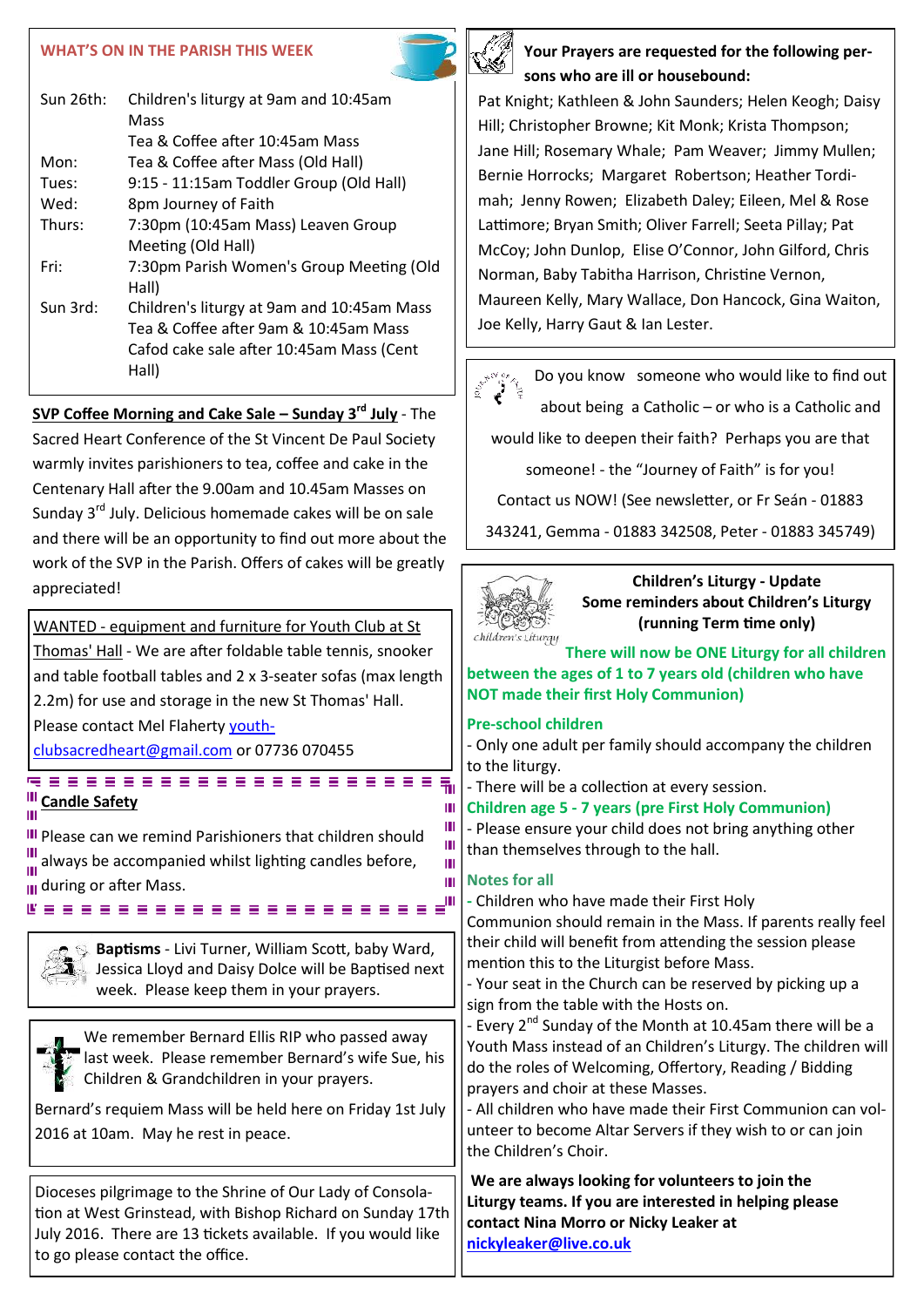## WHAT'S ON IN THE PARISH THIS WEEK

| | |
|---|---|
| Sun 26th: | Children's liturgy at 9am and 10:45am Mass<br>Tea & Coffee after 10:45am Mass |
| Mon: | Tea & Coffee after Mass (Old Hall) |
| Tues: | 9:15 - 11:15am Toddler Group (Old Hall) |
| Wed: | 8pm Journey of Faith |
| Thurs: | 7:30pm (10:45am Mass) Leaven Group Meeting (Old Hall) |
| Fri: | 7:30pm Parish Women's Group Meeting (Old Hall) |
| Sun 3rd: | Children's liturgy at 9am and 10:45am Mass<br>Tea & Coffee after 9am & 10:45am Mass<br>Cafod cake sale after 10:45am Mass (Cent Hall) |

**SVP Coffee Morning and Cake Sale – Sunday 3rd July** - The Sacred Heart Conference of the St Vincent De Paul Society warmly invites parishioners to tea, coffee and cake in the Centenary Hall after the 9.00am and 10.45am Masses on Sunday 3rd July. Delicious homemade cakes will be on sale and there will be an opportunity to find out more about the work of the SVP in the Parish. Offers of cakes will be greatly appreciated!

WANTED - equipment and furniture for Youth Club at St Thomas' Hall - We are after foldable table tennis, snooker and table football tables and 2 x 3-seater sofas (max length 2.2m) for use and storage in the new St Thomas' Hall. Please contact Mel Flaherty youth-clubsacredheart@gmail.com or 07736 070455

**Candle Safety**

Please can we remind Parishioners that children should always be accompanied whilst lighting candles before, during or after Mass.

**Baptisms** - Livi Turner, William Scott, baby Ward, Jessica Lloyd and Daisy Dolce will be Baptised next week. Please keep them in your prayers.

We remember Bernard Ellis RIP who passed away last week. Please remember Bernard's wife Sue, his Children & Grandchildren in your prayers.

Bernard's requiem Mass will be held here on Friday 1st July 2016 at 10am. May he rest in peace.

Dioceses pilgrimage to the Shrine of Our Lady of Consolation at West Grinstead, with Bishop Richard on Sunday 17th July 2016. There are 13 tickets available. If you would like to go please contact the office.

**Your Prayers are requested for the following persons who are ill or housebound:**

Pat Knight; Kathleen & John Saunders; Helen Keogh; Daisy Hill; Christopher Browne; Kit Monk; Krista Thompson; Jane Hill; Rosemary Whale; Pam Weaver; Jimmy Mullen; Bernie Horrocks; Margaret Robertson; Heather Tordimah; Jenny Rowen; Elizabeth Daley; Eileen, Mel & Rose Lattimore; Bryan Smith; Oliver Farrell; Seeta Pillay; Pat McCoy; John Dunlop, Elise O'Connor, John Gilford, Chris Norman, Baby Tabitha Harrison, Christine Vernon, Maureen Kelly, Mary Wallace, Don Hancock, Gina Waiton, Joe Kelly, Harry Gaut & Ian Lester.

Do you know someone who would like to find out about being a Catholic – or who is a Catholic and would like to deepen their faith? Perhaps you are that someone! - the "Journey of Faith" is for you! Contact us NOW! (See newsletter, or Fr Seán - 01883 343241, Gemma - 01883 342508, Peter - 01883 345749)

**Children's Liturgy - Update**
**Some reminders about Children's Liturgy (running Term time only)**

**There will now be ONE Liturgy for all children between the ages of 1 to 7 years old (children who have NOT made their first Holy Communion)**

**Pre-school children**

- Only one adult per family should accompany the children to the liturgy.
- There will be a collection at every session.

**Children age 5 - 7 years (pre First Holy Communion)**

- Please ensure your child does not bring anything other than themselves through to the hall.

**Notes for all**

- Children who have made their First Holy Communion should remain in the Mass. If parents really feel their child will benefit from attending the session please mention this to the Liturgist before Mass.
- Your seat in the Church can be reserved by picking up a sign from the table with the Hosts on.
- Every 2nd Sunday of the Month at 10.45am there will be a Youth Mass instead of an Children's Liturgy. The children will do the roles of Welcoming, Offertory, Reading / Bidding prayers and choir at these Masses.
- All children who have made their First Communion can volunteer to become Altar Servers if they wish to or can join the Children's Choir.

**We are always looking for volunteers to join the Liturgy teams. If you are interested in helping please contact Nina Morro or Nicky Leaker at nickyleaker@live.co.uk**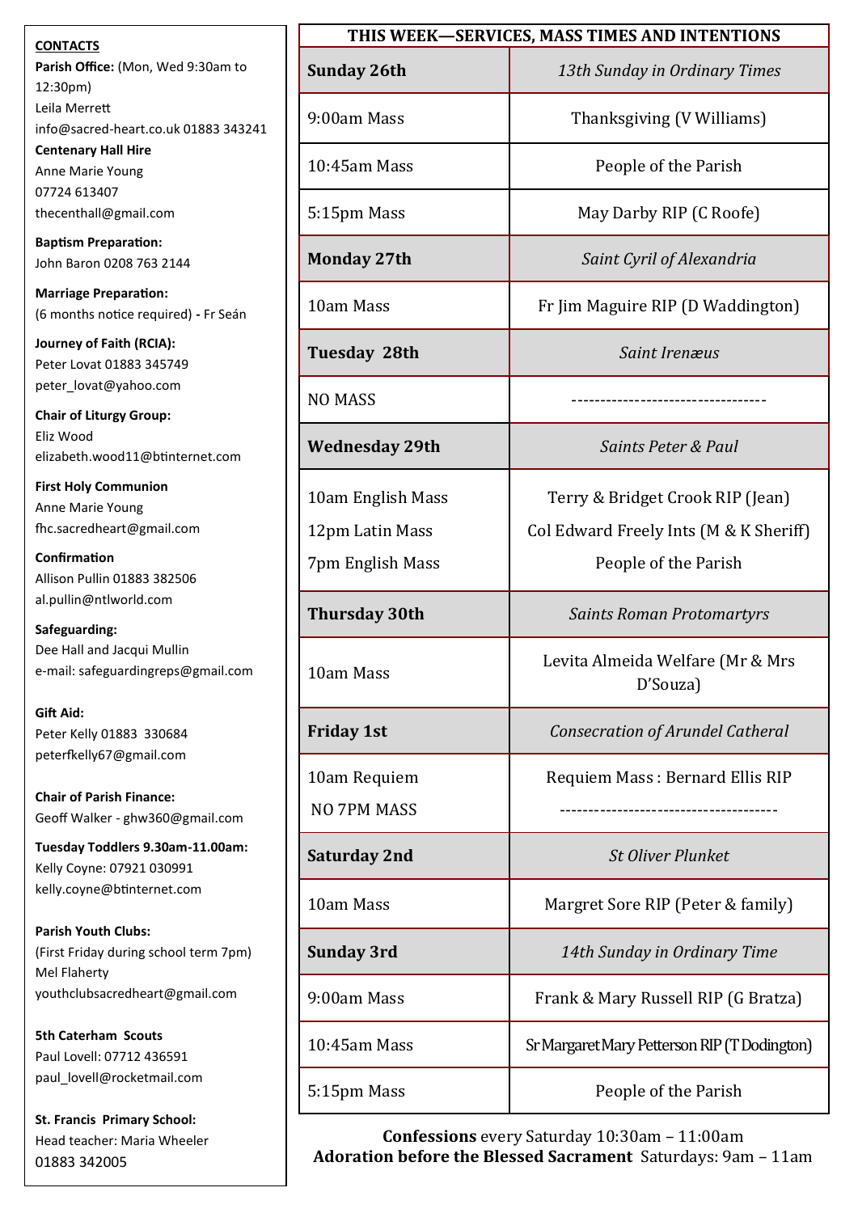**CONTACTS**

**Parish Office:** (Mon, Wed 9:30am to 12:30pm)
Leila Merrett
info@sacred-heart.co.uk 01883 343241

**Centenary Hall Hire**
Anne Marie Young
07724 613407
thecenthall@gmail.com

**Baptism Preparation:**
John Baron 0208 763 2144

**Marriage Preparation:**
(6 months notice required) **-** Fr Seán

**Journey of Faith (RCIA):**
Peter Lovat 01883 345749
peter_lovat@yahoo.com

**Chair of Liturgy Group:**
Eliz Wood
elizabeth.wood11@btinternet.com

**First Holy Communion**
Anne Marie Young
fhc.sacredheart@gmail.com

**Confirmation**
Allison Pullin 01883 382506
al.pullin@ntlworld.com

**Safeguarding:**
Dee Hall and Jacqui Mullin
e-mail: safeguardingreps@gmail.com

**Gift Aid:**
Peter Kelly 01883 330684
peterfkelly67@gmail.com

**Chair of Parish Finance:**
Geoff Walker - ghw360@gmail.com

**Tuesday Toddlers 9.30am-11.00am:**
Kelly Coyne: 07921 030991
kelly.coyne@btinternet.com

**Parish Youth Clubs:**
(First Friday during school term 7pm)
Mel Flaherty
youthclubsacredheart@gmail.com

**5th Caterham Scouts**
Paul Lovell: 07712 436591
paul_lovell@rocketmail.com

**St. Francis Primary School:**
Head teacher: Maria Wheeler
01883 342005

## THIS WEEK—SERVICES, MASS TIMES AND INTENTIONS

| | |
|---|---|
| **Sunday 26th** | *13th Sunday in Ordinary Times* |
| 9:00am Mass | Thanksgiving (V Williams) |
| 10:45am Mass | People of the Parish |
| 5:15pm Mass | May Darby RIP (C Roofe) |
| **Monday 27th** | *Saint Cyril of Alexandria* |
| 10am Mass | Fr Jim Maguire RIP (D Waddington) |
| **Tuesday 28th** | *Saint Irenæus* |
| NO MASS | --------------------------------- |
| **Wednesday 29th** | *Saints Peter & Paul* |
| 10am English Mass<br>12pm Latin Mass<br>7pm English Mass | Terry & Bridget Crook RIP (Jean)<br>Col Edward Freely Ints (M & K Sheriff)<br>People of the Parish |
| **Thursday 30th** | *Saints Roman Protomartyrs* |
| 10am Mass | Levita Almeida Welfare (Mr & Mrs D'Souza) |
| **Friday 1st** | *Consecration of Arundel Catheral* |
| 10am Requiem<br>NO 7PM MASS | Requiem Mass : Bernard Ellis RIP<br>------------------------------------- |
| **Saturday 2nd** | *St Oliver Plunket* |
| 10am Mass | Margret Sore RIP (Peter & family) |
| **Sunday 3rd** | *14th Sunday in Ordinary Time* |
| 9:00am Mass | Frank & Mary Russell RIP (G Bratza) |
| 10:45am Mass | Sr Margaret Mary Petterson RIP (T Dodington) |
| 5:15pm Mass | People of the Parish |

**Confessions** every Saturday 10:30am – 11:00am
**Adoration before the Blessed Sacrament** Saturdays: 9am – 11am